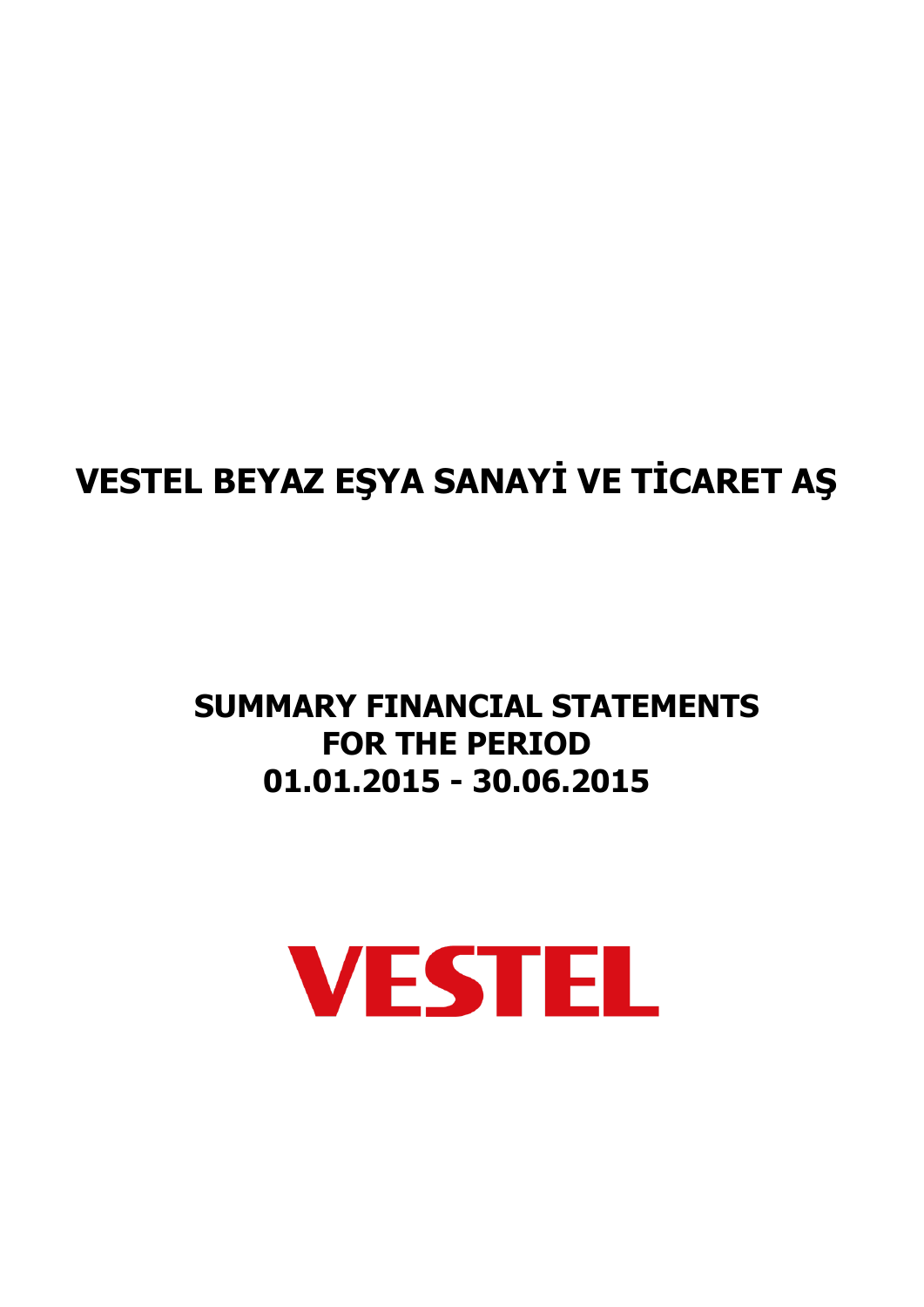# VESTEL BEYAZ EŞYA SANAYİ VE TİCARET AŞ

## SUMMARY FINANCIAL STATEMENTS FOR THE PERIOD 01.01.2015 - 30.06.2015

VESTEL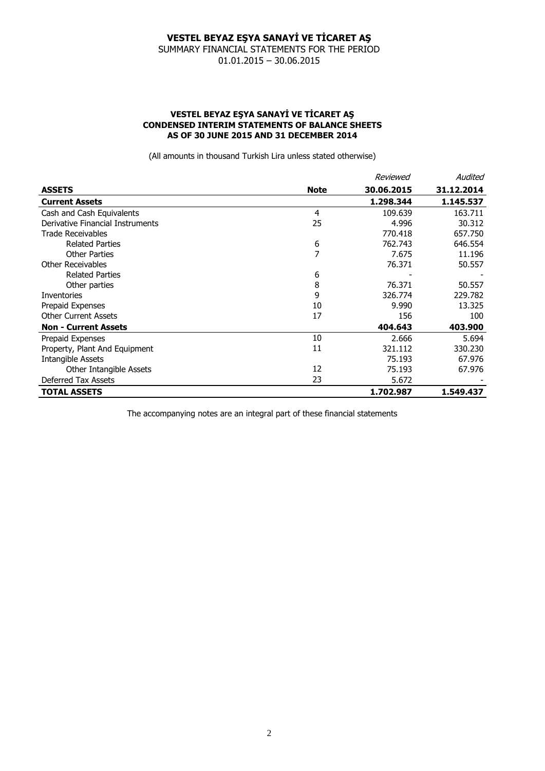# VESTEL BEYAZ EŞYA SANAYİ VE TİCARET AŞ

SUMMARY FINANCIAL STATEMENTS FOR THE PERIOD

01.01.2015 – 30.06.2015

## VESTEL BEYAZ EŞYA SANAYİ VE TİCARET AŞ
## CONDENSED INTERIM STATEMENTS OF BALANCE SHEETS
## AS OF 30 JUNE 2015 AND 31 DECEMBER 2014

(All amounts in thousand Turkish Lira unless stated otherwise)

| | | *Reviewed* | *Audited* |
|---|---|---|---|
| **ASSETS** | **Note** | **30.06.2015** | **31.12.2014** |
| **Current Assets** | | **1.298.344** | **1.145.537** |
| Cash and Cash Equivalents | 4 | 109.639 | 163.711 |
| Derivative Financial Instruments | 25 | 4.996 | 30.312 |
| Trade Receivables | | 770.418 | 657.750 |
| Related Parties | 6 | 762.743 | 646.554 |
| Other Parties | 7 | 7.675 | 11.196 |
| Other Receivables | | 76.371 | 50.557 |
| Related Parties | 6 | - | - |
| Other parties | 8 | 76.371 | 50.557 |
| Inventories | 9 | 326.774 | 229.782 |
| Prepaid Expenses | 10 | 9.990 | 13.325 |
| Other Current Assets | 17 | 156 | 100 |
| **Non - Current Assets** | | **404.643** | **403.900** |
| Prepaid Expenses | 10 | 2.666 | 5.694 |
| Property, Plant And Equipment | 11 | 321.112 | 330.230 |
| Intangible Assets | | 75.193 | 67.976 |
| Other Intangible Assets | 12 | 75.193 | 67.976 |
| Deferred Tax Assets | 23 | 5.672 | - |
| **TOTAL ASSETS** | | **1.702.987** | **1.549.437** |

The accompanying notes are an integral part of these financial statements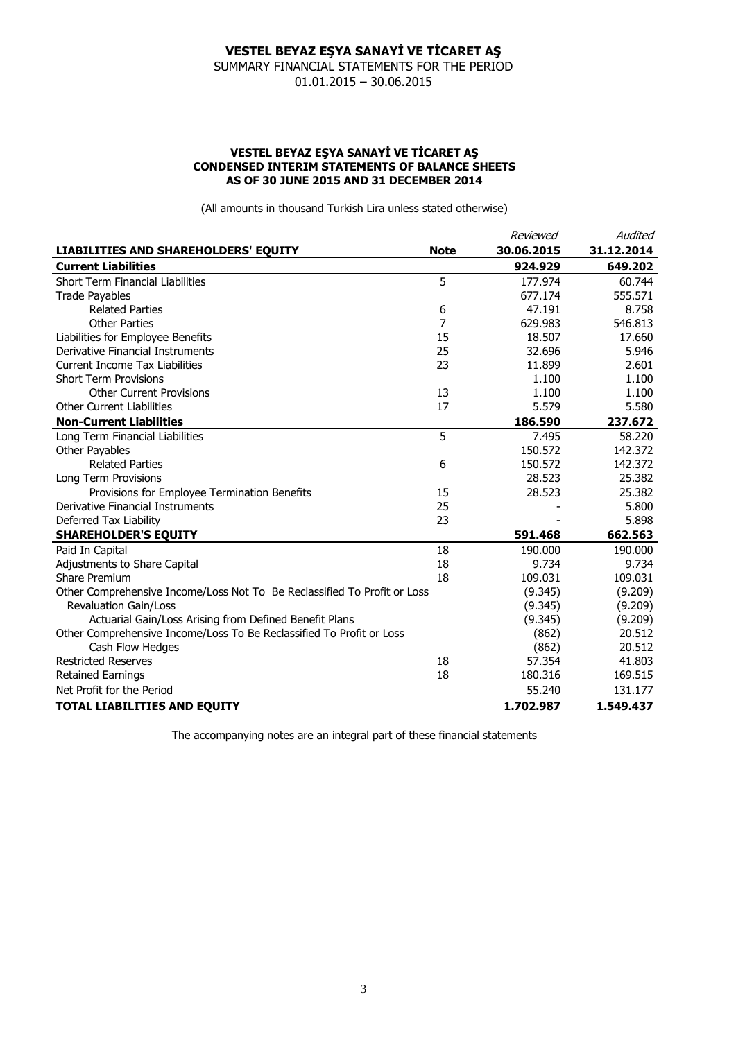# VESTEL BEYAZ EŞYA SANAYİ VE TİCARET AŞ

SUMMARY FINANCIAL STATEMENTS FOR THE PERIOD
01.01.2015 – 30.06.2015

## VESTEL BEYAZ EŞYA SANAYİ VE TİCARET AŞ
## CONDENSED INTERIM STATEMENTS OF BALANCE SHEETS
## AS OF 30 JUNE 2015 AND 31 DECEMBER 2014

(All amounts in thousand Turkish Lira unless stated otherwise)

| | | *Reviewed* | *Audited* |
|---|---|---|---|
| **LIABILITIES AND SHAREHOLDERS' EQUITY** | **Note** | **30.06.2015** | **31.12.2014** |
| **Current Liabilities** | | **924.929** | **649.202** |
| Short Term Financial Liabilities | 5 | 177.974 | 60.744 |
| Trade Payables | | 677.174 | 555.571 |
| Related Parties | 6 | 47.191 | 8.758 |
| Other Parties | 7 | 629.983 | 546.813 |
| Liabilities for Employee Benefits | 15 | 18.507 | 17.660 |
| Derivative Financial Instruments | 25 | 32.696 | 5.946 |
| Current Income Tax Liabilities | 23 | 11.899 | 2.601 |
| Short Term Provisions | | 1.100 | 1.100 |
| Other Current Provisions | 13 | 1.100 | 1.100 |
| Other Current Liabilities | 17 | 5.579 | 5.580 |
| **Non-Current Liabilities** | | **186.590** | **237.672** |
| Long Term Financial Liabilities | 5 | 7.495 | 58.220 |
| Other Payables | | 150.572 | 142.372 |
| Related Parties | 6 | 150.572 | 142.372 |
| Long Term Provisions | | 28.523 | 25.382 |
| Provisions for Employee Termination Benefits | 15 | 28.523 | 25.382 |
| Derivative Financial Instruments | 25 | - | 5.800 |
| Deferred Tax Liability | 23 | - | 5.898 |
| **SHAREHOLDER'S EQUITY** | | **591.468** | **662.563** |
| Paid In Capital | 18 | 190.000 | 190.000 |
| Adjustments to Share Capital | 18 | 9.734 | 9.734 |
| Share Premium | 18 | 109.031 | 109.031 |
| Other Comprehensive Income/Loss Not To Be Reclassified To Profit or Loss | | (9.345) | (9.209) |
| Revaluation Gain/Loss | | (9.345) | (9.209) |
| Actuarial Gain/Loss Arising from Defined Benefit Plans | | (9.345) | (9.209) |
| Other Comprehensive Income/Loss To Be Reclassified To Profit or Loss | | (862) | 20.512 |
| Cash Flow Hedges | | (862) | 20.512 |
| Restricted Reserves | 18 | 57.354 | 41.803 |
| Retained Earnings | 18 | 180.316 | 169.515 |
| Net Profit for the Period | | 55.240 | 131.177 |
| **TOTAL LIABILITIES AND EQUITY** | | **1.702.987** | **1.549.437** |

The accompanying notes are an integral part of these financial statements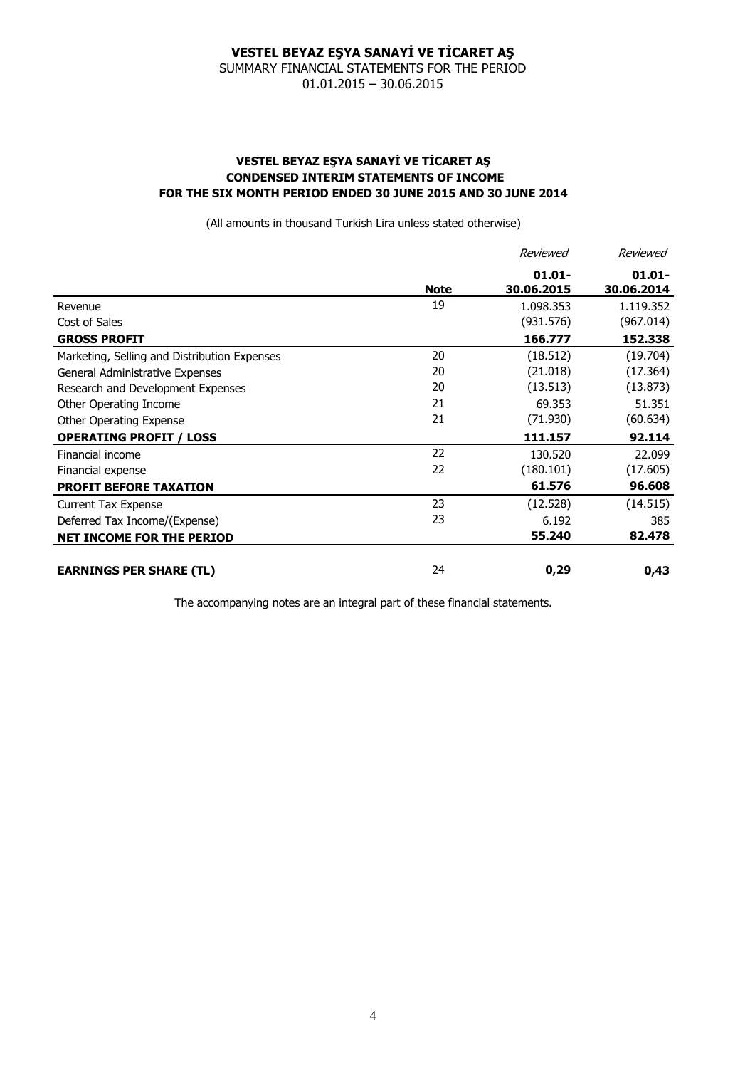# VESTEL BEYAZ EŞYA SANAYİ VE TİCARET AŞ

SUMMARY FINANCIAL STATEMENTS FOR THE PERIOD
01.01.2015 – 30.06.2015

## VESTEL BEYAZ EŞYA SANAYİ VE TİCARET AŞ
## CONDENSED INTERIM STATEMENTS OF INCOME
## FOR THE SIX MONTH PERIOD ENDED 30 JUNE 2015 AND 30 JUNE 2014

(All amounts in thousand Turkish Lira unless stated otherwise)

| | | *Reviewed* | *Reviewed* |
|---|---|---|---|
| | **Note** | **01.01-30.06.2015** | **01.01-30.06.2014** |
| Revenue | 19 | 1.098.353 | 1.119.352 |
| Cost of Sales | | (931.576) | (967.014) |
| **GROSS PROFIT** | | **166.777** | **152.338** |
| Marketing, Selling and Distribution Expenses | 20 | (18.512) | (19.704) |
| General Administrative Expenses | 20 | (21.018) | (17.364) |
| Research and Development Expenses | 20 | (13.513) | (13.873) |
| Other Operating Income | 21 | 69.353 | 51.351 |
| Other Operating Expense | 21 | (71.930) | (60.634) |
| **OPERATING PROFIT / LOSS** | | **111.157** | **92.114** |
| Financial income | 22 | 130.520 | 22.099 |
| Financial expense | 22 | (180.101) | (17.605) |
| **PROFIT BEFORE TAXATION** | | **61.576** | **96.608** |
| Current Tax Expense | 23 | (12.528) | (14.515) |
| Deferred Tax Income/(Expense) | 23 | 6.192 | 385 |
| **NET INCOME FOR THE PERIOD** | | **55.240** | **82.478** |
| | | | |
| **EARNINGS PER SHARE (TL)** | 24 | **0,29** | **0,43** |

The accompanying notes are an integral part of these financial statements.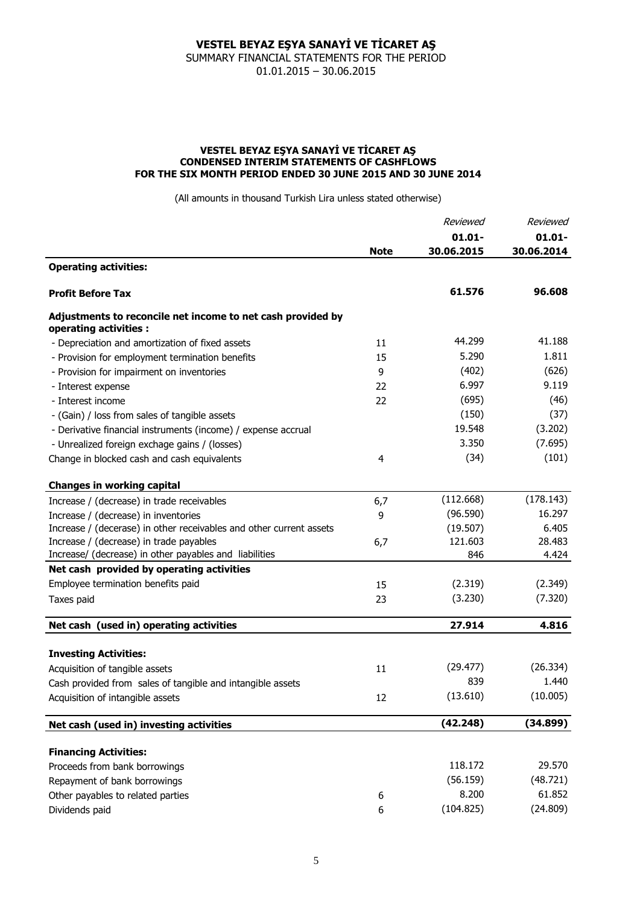# VESTEL BEYAZ EŞYA SANAYİ VE TİCARET AŞ

SUMMARY FINANCIAL STATEMENTS FOR THE PERIOD
01.01.2015 – 30.06.2015

## VESTEL BEYAZ EŞYA SANAYİ VE TİCARET AŞ
## CONDENSED INTERIM STATEMENTS OF CASHFLOWS
## FOR THE SIX MONTH PERIOD ENDED 30 JUNE 2015 AND 30 JUNE 2014

(All amounts in thousand Turkish Lira unless stated otherwise)

| | Note | *Reviewed* 01.01-30.06.2015 | *Reviewed* 01.01-30.06.2014 |
|---|---|---|---|
| **Operating activities:** | | | |
| **Profit Before Tax** | | **61.576** | **96.608** |
| **Adjustments to reconcile net income to net cash provided by operating activities :** | | | |
| - Depreciation and amortization of fixed assets | 11 | 44.299 | 41.188 |
| - Provision for employment termination benefits | 15 | 5.290 | 1.811 |
| - Provision for impairment on inventories | 9 | (402) | (626) |
| - Interest expense | 22 | 6.997 | 9.119 |
| - Interest income | 22 | (695) | (46) |
| - (Gain) / loss from sales of tangible assets | | (150) | (37) |
| - Derivative financial instruments (income) / expense accrual | | 19.548 | (3.202) |
| - Unrealized foreign exchage gains / (losses) | | 3.350 | (7.695) |
| Change in blocked cash and cash equivalents | 4 | (34) | (101) |
| **Changes in working capital** | | | |
| Increase / (decrease) in trade receivables | 6,7 | (112.668) | (178.143) |
| Increase / (decrease) in inventories | 9 | (96.590) | 16.297 |
| Increase / (decerase) in other receivables and other current assets | | (19.507) | 6.405 |
| Increase / (decrease) in trade payables | 6,7 | 121.603 | 28.483 |
| Increase/ (decrease) in other payables and liabilities | | 846 | 4.424 |
| **Net cash provided by operating activities** | | | |
| Employee termination benefits paid | 15 | (2.319) | (2.349) |
| Taxes paid | 23 | (3.230) | (7.320) |
| **Net cash (used in) operating activities** | | **27.914** | **4.816** |
| **Investing Activities:** | | | |
| Acquisition of tangible assets | 11 | (29.477) | (26.334) |
| Cash provided from sales of tangible and intangible assets | | 839 | 1.440 |
| Acquisition of intangible assets | 12 | (13.610) | (10.005) |
| **Net cash (used in) investing activities** | | **(42.248)** | **(34.899)** |
| **Financing Activities:** | | | |
| Proceeds from bank borrowings | | 118.172 | 29.570 |
| Repayment of bank borrowings | | (56.159) | (48.721) |
| Other payables to related parties | 6 | 8.200 | 61.852 |
| Dividends paid | 6 | (104.825) | (24.809) |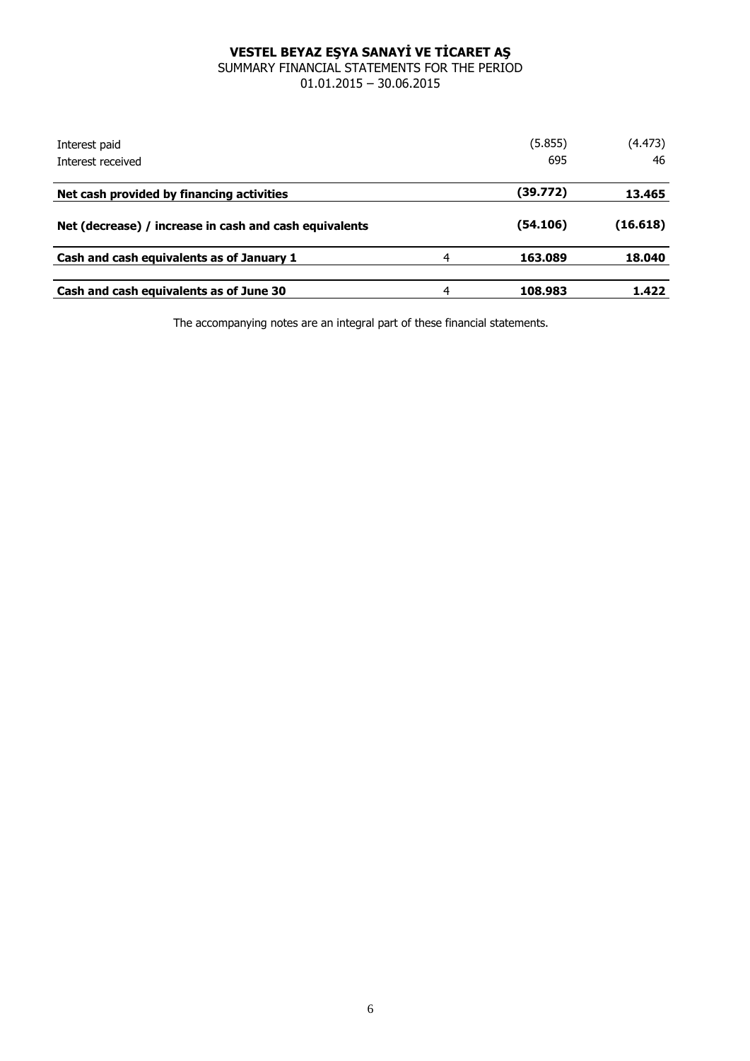**VESTEL BEYAZ EŞYA SANAYİ VE TİCARET AŞ**
SUMMARY FINANCIAL STATEMENTS FOR THE PERIOD
01.01.2015 – 30.06.2015

| | | | |
|---|---|---|---|
| Interest paid | | (5.855) | (4.473) |
| Interest received | | 695 | 46 |
| **Net cash provided by financing activities** | | **(39.772)** | **13.465** |
| **Net (decrease) / increase in cash and cash equivalents** | | **(54.106)** | **(16.618)** |
| **Cash and cash equivalents as of January 1** | 4 | **163.089** | **18.040** |
| **Cash and cash equivalents as of June 30** | 4 | **108.983** | **1.422** |

The accompanying notes are an integral part of these financial statements.